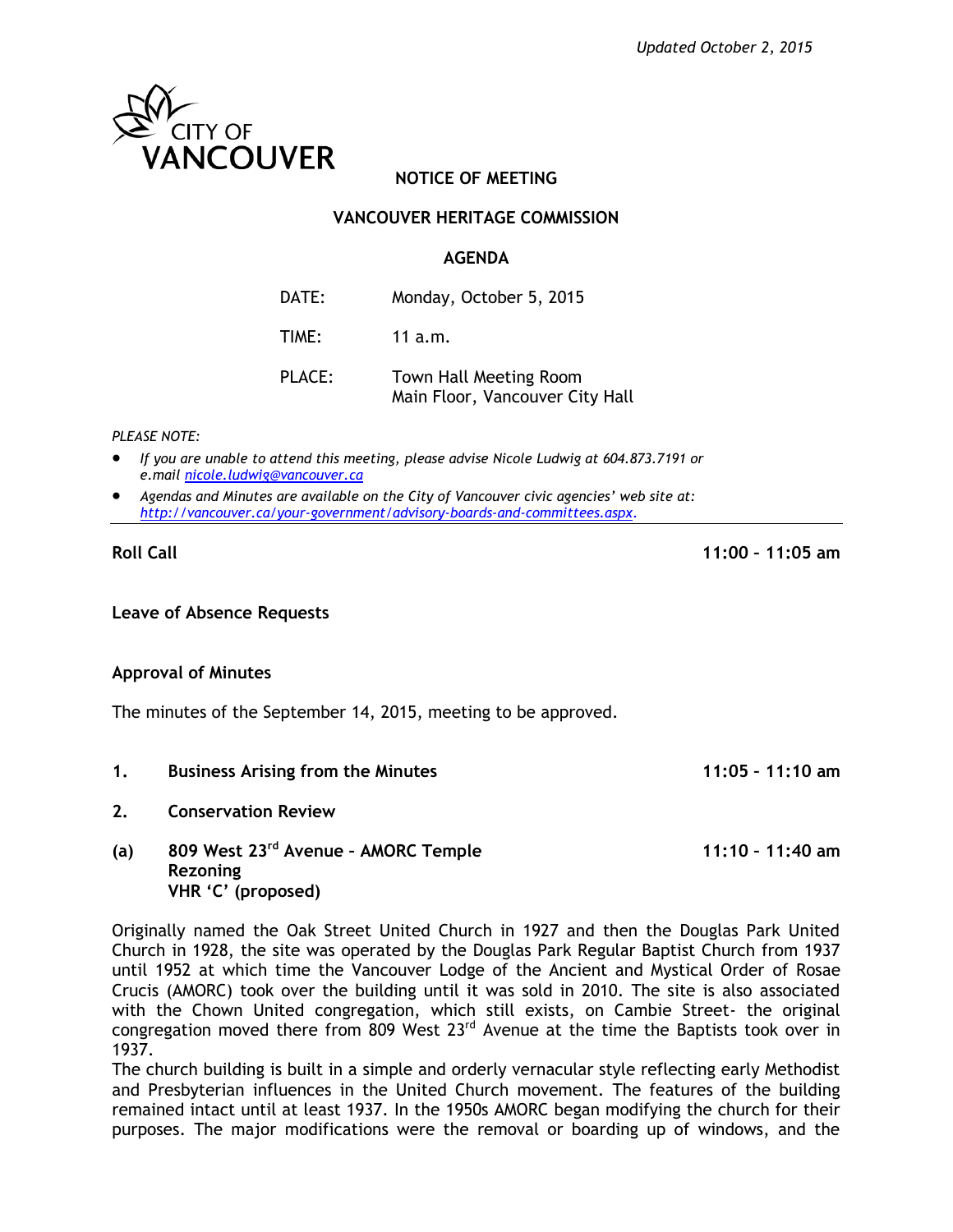*Updated October 2, 2015*

CITY OF VANCOUVER

# NOTICE OF MEETING

## VANCOUVER HERITAGE COMMISSION

## AGENDA

| | |
|---|---|
| DATE: | Monday, October 5, 2015 |
| TIME: | 11 a.m. |
| PLACE: | Town Hall Meeting Room<br>Main Floor, Vancouver City Hall |

*PLEASE NOTE:*

- *If you are unable to attend this meeting, please advise Nicole Ludwig at 604.873.7191 or e.mail [nicole.ludwig@vancouver.ca](mailto:nicole.ludwig@vancouver.ca)*
- *Agendas and Minutes are available on the City of Vancouver civic agencies' web site at: [http://vancouver.ca/your-government/advisory-boards-and-committees.aspx](http://vancouver.ca/your-government/advisory-boards-and-committees.aspx).*

---

**Roll Call** — **11:00 – 11:05 am**

**Leave of Absence Requests**

**Approval of Minutes**

The minutes of the September 14, 2015, meeting to be approved.

**1. Business Arising from the Minutes** — **11:05 – 11:10 am**

**2. Conservation Review**

**(a) 809 West 23rd Avenue – AMORC Temple** — **11:10 – 11:40 am**
**Rezoning**
**VHR 'C' (proposed)**

Originally named the Oak Street United Church in 1927 and then the Douglas Park United Church in 1928, the site was operated by the Douglas Park Regular Baptist Church from 1937 until 1952 at which time the Vancouver Lodge of the Ancient and Mystical Order of Rosae Crucis (AMORC) took over the building until it was sold in 2010. The site is also associated with the Chown United congregation, which still exists, on Cambie Street- the original congregation moved there from 809 West 23rd Avenue at the time the Baptists took over in 1937.

The church building is built in a simple and orderly vernacular style reflecting early Methodist and Presbyterian influences in the United Church movement. The features of the building remained intact until at least 1937. In the 1950s AMORC began modifying the church for their purposes. The major modifications were the removal or boarding up of windows, and the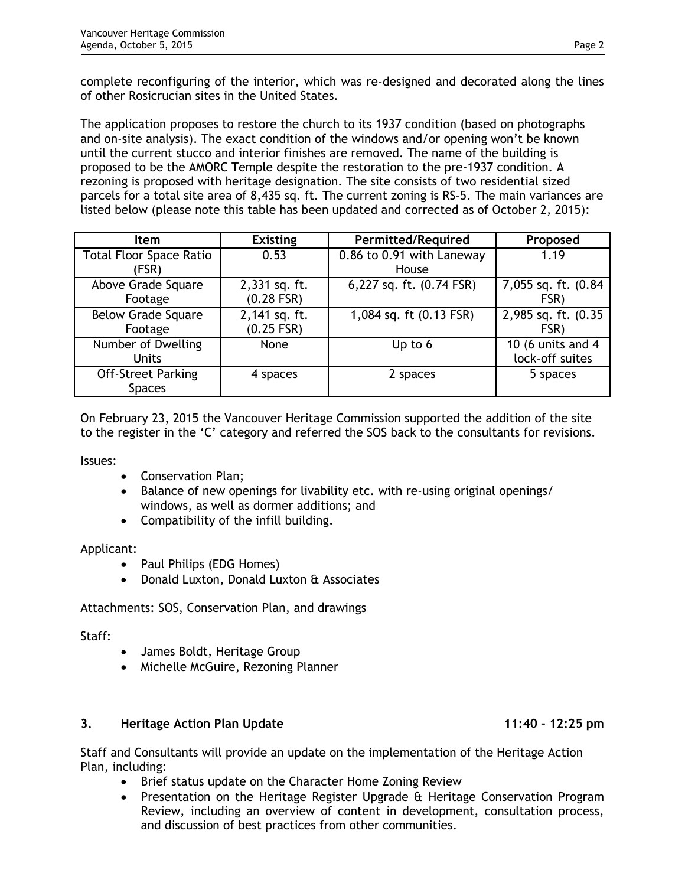complete reconfiguring of the interior, which was re-designed and decorated along the lines of other Rosicrucian sites in the United States.

The application proposes to restore the church to its 1937 condition (based on photographs and on-site analysis). The exact condition of the windows and/or opening won't be known until the current stucco and interior finishes are removed. The name of the building is proposed to be the AMORC Temple despite the restoration to the pre-1937 condition. A rezoning is proposed with heritage designation. The site consists of two residential sized parcels for a total site area of 8,435 sq. ft. The current zoning is RS-5. The main variances are listed below (please note this table has been updated and corrected as of October 2, 2015):

| Item | Existing | Permitted/Required | Proposed |
|---|---|---|---|
| Total Floor Space Ratio (FSR) | 0.53 | 0.86 to 0.91 with Laneway House | 1.19 |
| Above Grade Square Footage | 2,331 sq. ft. (0.28 FSR) | 6,227 sq. ft. (0.74 FSR) | 7,055 sq. ft. (0.84 FSR) |
| Below Grade Square Footage | 2,141 sq. ft. (0.25 FSR) | 1,084 sq. ft (0.13 FSR) | 2,985 sq. ft. (0.35 FSR) |
| Number of Dwelling Units | None | Up to 6 | 10 (6 units and 4 lock-off suites |
| Off-Street Parking Spaces | 4 spaces | 2 spaces | 5 spaces |

On February 23, 2015 the Vancouver Heritage Commission supported the addition of the site to the register in the 'C' category and referred the SOS back to the consultants for revisions.

Issues:

- Conservation Plan;
- Balance of new openings for livability etc. with re-using original openings/ windows, as well as dormer additions; and
- Compatibility of the infill building.

Applicant:

- Paul Philips (EDG Homes)
- Donald Luxton, Donald Luxton & Associates

Attachments: SOS, Conservation Plan, and drawings

Staff:

- James Boldt, Heritage Group
- Michelle McGuire, Rezoning Planner

### 3. Heritage Action Plan Update 11:40 – 12:25 pm

Staff and Consultants will provide an update on the implementation of the Heritage Action Plan, including:

- Brief status update on the Character Home Zoning Review
- Presentation on the Heritage Register Upgrade & Heritage Conservation Program Review, including an overview of content in development, consultation process, and discussion of best practices from other communities.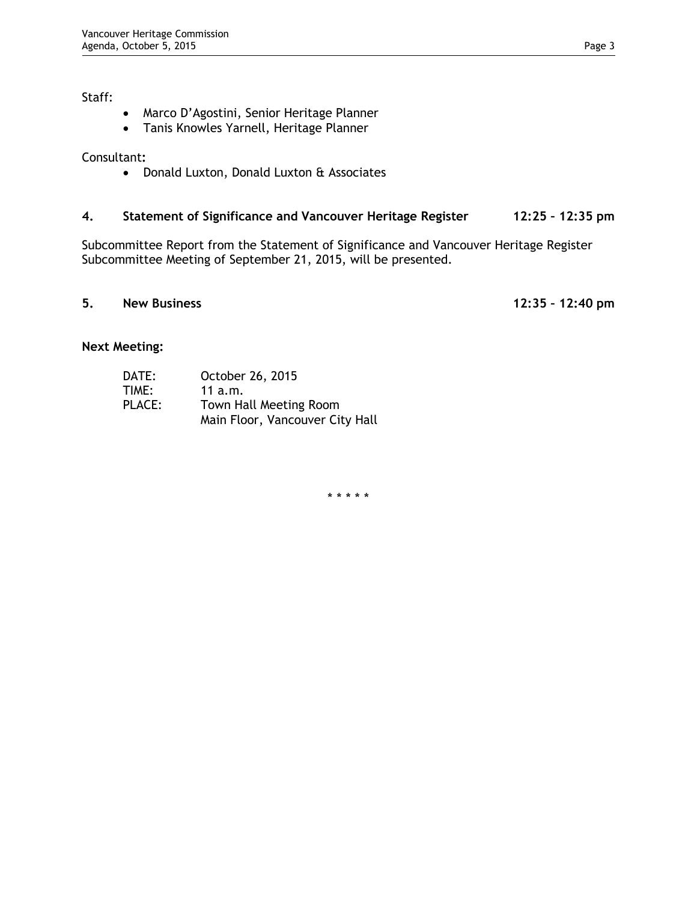Staff:

- Marco D'Agostini, Senior Heritage Planner
- Tanis Knowles Yarnell, Heritage Planner

Consultant**:**

- Donald Luxton, Donald Luxton & Associates

## 4. Statement of Significance and Vancouver Heritage Register 12:25 – 12:35 pm

Subcommittee Report from the Statement of Significance and Vancouver Heritage Register Subcommittee Meeting of September 21, 2015, will be presented.

## 5. New Business 12:35 – 12:40 pm

**Next Meeting:**

| | |
|---|---|
| DATE: | October 26, 2015 |
| TIME: | 11 a.m. |
| PLACE: | Town Hall Meeting Room<br>Main Floor, Vancouver City Hall |

\* \* \* \* \*